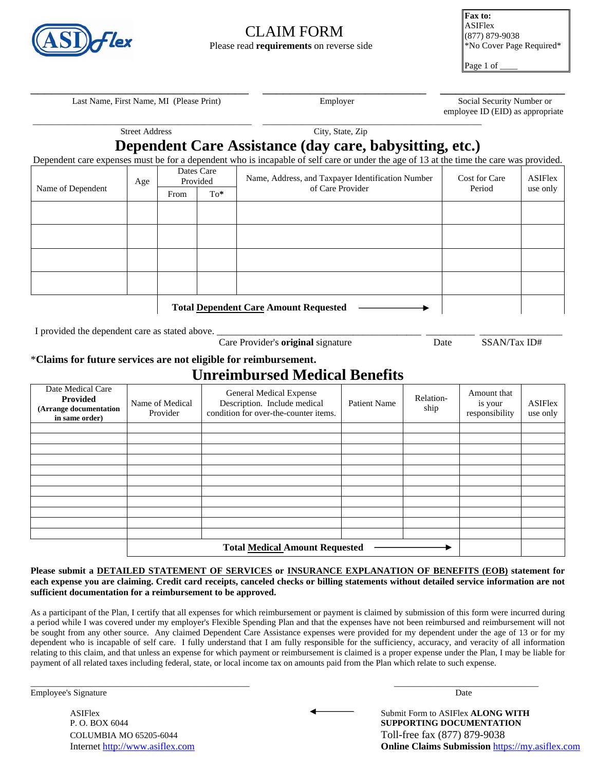# CLAIM FORM

Please read **requirements** on reverse side

**Fax to:**
ASIFlex
(877) 879-9038
*No Cover Page Required*

Page 1 of ____

Last Name, First Name, MI (Please Print) | Employer | Social Security Number or employee ID (EID) as appropriate

Street Address | City, State, Zip

## Dependent Care Assistance (day care, babysitting, etc.)

Dependent care expenses must be for a dependent who is incapable of self care or under the age of 13 at the time the care was provided.

| Name of Dependent | Age | Dates Care Provided | | Name, Address, and Taxpayer Identification Number of Care Provider | Cost for Care Period | ASIFlex use only |
|---|---|---|---|---|---|---|
| | | From | To* | | | |
| | | | | | | |
| | | | | | | |
| | | | | | | |
| | | | | | | |
| | | **Total Dependent Care Amount Requested** → | | | | |

I provided the dependent care as stated above. ______________________ ________ ____________

Care Provider's **original** signature | Date | SSAN/Tax ID#

***Claims for future services are not eligible for reimbursement.**

## Unreimbursed Medical Benefits

| Date Medical Care **Provided** **(Arrange documentation in same order)** | Name of Medical Provider | General Medical Expense Description. Include medical condition for over-the-counter items. | Patient Name | Relation-ship | Amount that is your responsibility | ASIFlex use only |
|---|---|---|---|---|---|---|
| | | | | | | |
| | | | | | | |
| | | | | | | |
| | | | | | | |
| | | | | | | |
| | | | | | | |
| | | | | | | |
| | | | | | | |
| | | | | | | |
| | | | | | | |
| | | | | | | |
| | **Total Medical Amount Requested** → | | | | | |

**Please submit a DETAILED STATEMENT OF SERVICES or INSURANCE EXPLANATION OF BENEFITS (EOB) statement for each expense you are claiming. Credit card receipts, canceled checks or billing statements without detailed service information are not sufficient documentation for a reimbursement to be approved.**

As a participant of the Plan, I certify that all expenses for which reimbursement or payment is claimed by submission of this form were incurred during a period while I was covered under my employer's Flexible Spending Plan and that the expenses have not been reimbursed and reimbursement will not be sought from any other source. Any claimed Dependent Care Assistance expenses were provided for my dependent under the age of 13 or for my dependent who is incapable of self care. I fully understand that I am fully responsible for the sufficiency, accuracy, and veracity of all information relating to this claim, and that unless an expense for which payment or reimbursement is claimed is a proper expense under the Plan, I may be liable for payment of all related taxes including federal, state, or local income tax on amounts paid from the Plan which relate to such expense.

Employee's Signature ______________________ Date ______________

ASIFlex
P. O. BOX 6044
COLUMBIA MO 65205-6044
Internet http://www.asiflex.com

← Submit Form to ASIFlex **ALONG WITH SUPPORTING DOCUMENTATION**
Toll-free fax (877) 879-9038
**Online Claims Submission** https://my.asiflex.com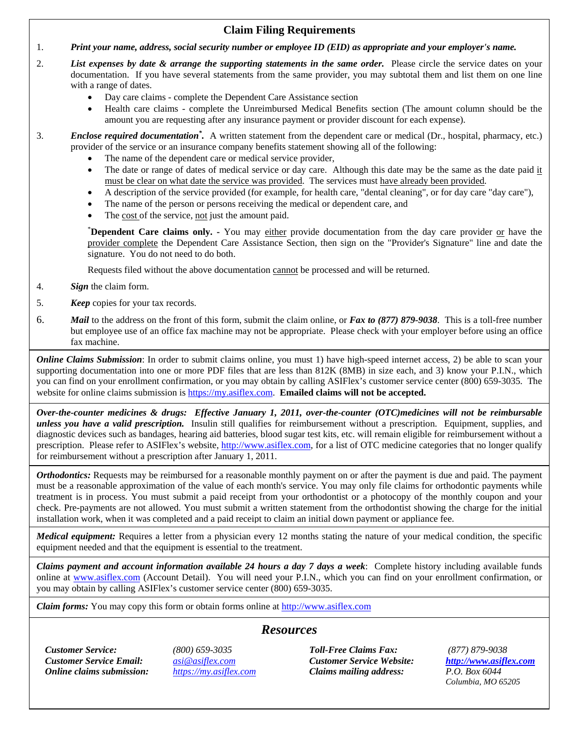## Claim Filing Requirements

1. ***Print your name, address, social security number or employee ID (EID) as appropriate and your employer's name.***

2. ***List expenses by date & arrange the supporting statements in the same order.*** Please circle the service dates on your documentation. If you have several statements from the same provider, you may subtotal them and list them on one line with a range of dates.
   - Day care claims - complete the Dependent Care Assistance section
   - Health care claims - complete the Unreimbursed Medical Benefits section (The amount column should be the amount you are requesting after any insurance payment or provider discount for each expense).

3. ***Enclose required documentation*\*.** A written statement from the dependent care or medical (Dr., hospital, pharmacy, etc.) provider of the service or an insurance company benefits statement showing all of the following:
   - The name of the dependent care or medical service provider,
   - The date or range of dates of medical service or day care. Although this date may be the same as the date paid it must be clear on what date the service was provided. The services must have already been provided.
   - A description of the service provided (for example, for health care, "dental cleaning", or for day care "day care"),
   - The name of the person or persons receiving the medical or dependent care, and
   - The cost of the service, not just the amount paid.

   \***Dependent Care claims only.** - You may either provide documentation from the day care provider or have the provider complete the Dependent Care Assistance Section, then sign on the "Provider's Signature" line and date the signature. You do not need to do both.

   Requests filed without the above documentation cannot be processed and will be returned.

4. ***Sign*** the claim form.

5. ***Keep*** copies for your tax records.

6. ***Mail*** to the address on the front of this form, submit the claim online, or ***Fax to (877) 879-9038***. This is a toll-free number but employee use of an office fax machine may not be appropriate. Please check with your employer before using an office fax machine.

***Online Claims Submission***: In order to submit claims online, you must 1) have high-speed internet access, 2) be able to scan your supporting documentation into one or more PDF files that are less than 812K (8MB) in size each, and 3) know your P.I.N., which you can find on your enrollment confirmation, or you may obtain by calling ASIFlex's customer service center (800) 659-3035. The website for online claims submission is https://my.asiflex.com. **Emailed claims will not be accepted.**

***Over-the-counter medicines & drugs: Effective January 1, 2011, over-the-counter (OTC)medicines will not be reimbursable unless you have a valid prescription.*** Insulin still qualifies for reimbursement without a prescription. Equipment, supplies, and diagnostic devices such as bandages, hearing aid batteries, blood sugar test kits, etc. will remain eligible for reimbursement without a prescription. Please refer to ASIFlex's website, http://www.asiflex.com, for a list of OTC medicine categories that no longer qualify for reimbursement without a prescription after January 1, 2011.

***Orthodontics:*** Requests may be reimbursed for a reasonable monthly payment on or after the payment is due and paid. The payment must be a reasonable approximation of the value of each month's service. You may only file claims for orthodontic payments while treatment is in process. You must submit a paid receipt from your orthodontist or a photocopy of the monthly coupon and your check. Pre-payments are not allowed. You must submit a written statement from the orthodontist showing the charge for the initial installation work, when it was completed and a paid receipt to claim an initial down payment or appliance fee.

***Medical equipment:*** Requires a letter from a physician every 12 months stating the nature of your medical condition, the specific equipment needed and that the equipment is essential to the treatment.

***Claims payment and account information available 24 hours a day 7 days a week***: Complete history including available funds online at www.asiflex.com (Account Detail). You will need your P.I.N., which you can find on your enrollment confirmation, or you may obtain by calling ASIFlex's customer service center (800) 659-3035.

***Claim forms:*** You may copy this form or obtain forms online at http://www.asiflex.com

## *Resources*

| | | | |
|---|---|---|---|
| ***Customer Service:*** | *(800) 659-3035* | ***Toll-Free Claims Fax:*** | *(877) 879-9038* |
| ***Customer Service Email:*** | *asi@asiflex.com* | ***Customer Service Website:*** | ***http://www.asiflex.com*** |
| ***Online claims submission:*** | *https://my.asiflex.com* | ***Claims mailing address:*** | *P.O. Box 6044 Columbia, MO 65205* |